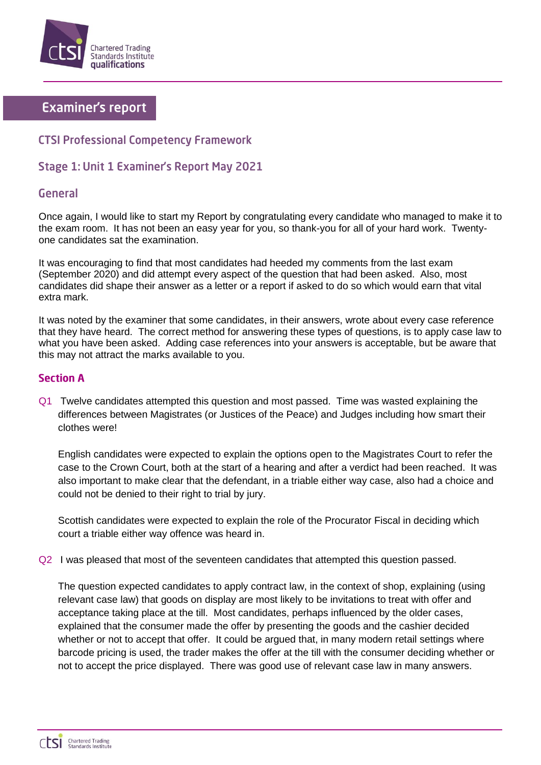# Examiner's report

## CTSI Professional Competency Framework

## Stage 1: Unit 1 Examiner's Report May 2021

## General

Once again, I would like to start my Report by congratulating every candidate who managed to make it to the exam room. It has not been an easy year for you, so thank-you for all of your hard work. Twenty-one candidates sat the examination.

It was encouraging to find that most candidates had heeded my comments from the last exam (September 2020) and did attempt every aspect of the question that had been asked. Also, most candidates did shape their answer as a letter or a report if asked to do so which would earn that vital extra mark.

It was noted by the examiner that some candidates, in their answers, wrote about every case reference that they have heard. The correct method for answering these types of questions, is to apply case law to what you have been asked. Adding case references into your answers is acceptable, but be aware that this may not attract the marks available to you.

### Section A

Q1 Twelve candidates attempted this question and most passed. Time was wasted explaining the differences between Magistrates (or Justices of the Peace) and Judges including how smart their clothes were!

English candidates were expected to explain the options open to the Magistrates Court to refer the case to the Crown Court, both at the start of a hearing and after a verdict had been reached. It was also important to make clear that the defendant, in a triable either way case, also had a choice and could not be denied to their right to trial by jury.

Scottish candidates were expected to explain the role of the Procurator Fiscal in deciding which court a triable either way offence was heard in.

Q2 I was pleased that most of the seventeen candidates that attempted this question passed.

The question expected candidates to apply contract law, in the context of shop, explaining (using relevant case law) that goods on display are most likely to be invitations to treat with offer and acceptance taking place at the till. Most candidates, perhaps influenced by the older cases, explained that the consumer made the offer by presenting the goods and the cashier decided whether or not to accept that offer. It could be argued that, in many modern retail settings where barcode pricing is used, the trader makes the offer at the till with the consumer deciding whether or not to accept the price displayed. There was good use of relevant case law in many answers.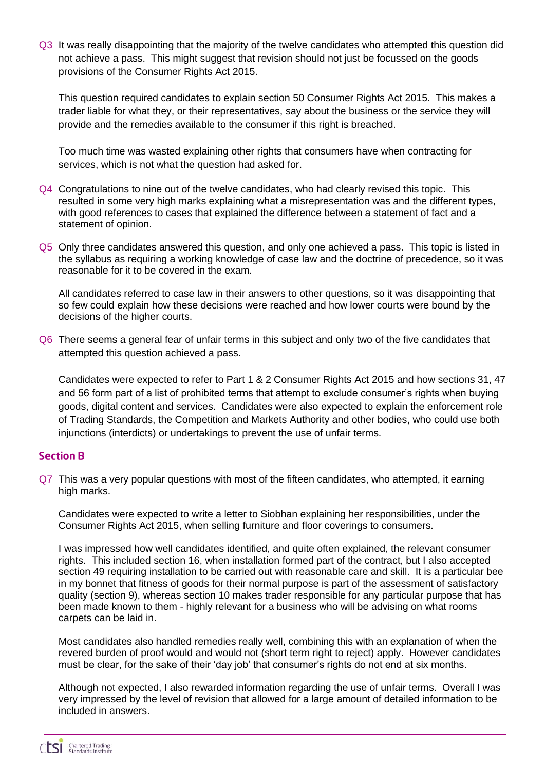Q3 It was really disappointing that the majority of the twelve candidates who attempted this question did not achieve a pass. This might suggest that revision should not just be focussed on the goods provisions of the Consumer Rights Act 2015.

This question required candidates to explain section 50 Consumer Rights Act 2015. This makes a trader liable for what they, or their representatives, say about the business or the service they will provide and the remedies available to the consumer if this right is breached.

Too much time was wasted explaining other rights that consumers have when contracting for services, which is not what the question had asked for.

Q4 Congratulations to nine out of the twelve candidates, who had clearly revised this topic. This resulted in some very high marks explaining what a misrepresentation was and the different types, with good references to cases that explained the difference between a statement of fact and a statement of opinion.

Q5 Only three candidates answered this question, and only one achieved a pass. This topic is listed in the syllabus as requiring a working knowledge of case law and the doctrine of precedence, so it was reasonable for it to be covered in the exam.

All candidates referred to case law in their answers to other questions, so it was disappointing that so few could explain how these decisions were reached and how lower courts were bound by the decisions of the higher courts.

Q6 There seems a general fear of unfair terms in this subject and only two of the five candidates that attempted this question achieved a pass.

Candidates were expected to refer to Part 1 & 2 Consumer Rights Act 2015 and how sections 31, 47 and 56 form part of a list of prohibited terms that attempt to exclude consumer's rights when buying goods, digital content and services. Candidates were also expected to explain the enforcement role of Trading Standards, the Competition and Markets Authority and other bodies, who could use both injunctions (interdicts) or undertakings to prevent the use of unfair terms.

## Section B

Q7 This was a very popular questions with most of the fifteen candidates, who attempted, it earning high marks.

Candidates were expected to write a letter to Siobhan explaining her responsibilities, under the Consumer Rights Act 2015, when selling furniture and floor coverings to consumers.

I was impressed how well candidates identified, and quite often explained, the relevant consumer rights. This included section 16, when installation formed part of the contract, but I also accepted section 49 requiring installation to be carried out with reasonable care and skill. It is a particular bee in my bonnet that fitness of goods for their normal purpose is part of the assessment of satisfactory quality (section 9), whereas section 10 makes trader responsible for any particular purpose that has been made known to them - highly relevant for a business who will be advising on what rooms carpets can be laid in.

Most candidates also handled remedies really well, combining this with an explanation of when the revered burden of proof would and would not (short term right to reject) apply. However candidates must be clear, for the sake of their 'day job' that consumer's rights do not end at six months.

Although not expected, I also rewarded information regarding the use of unfair terms. Overall I was very impressed by the level of revision that allowed for a large amount of detailed information to be included in answers.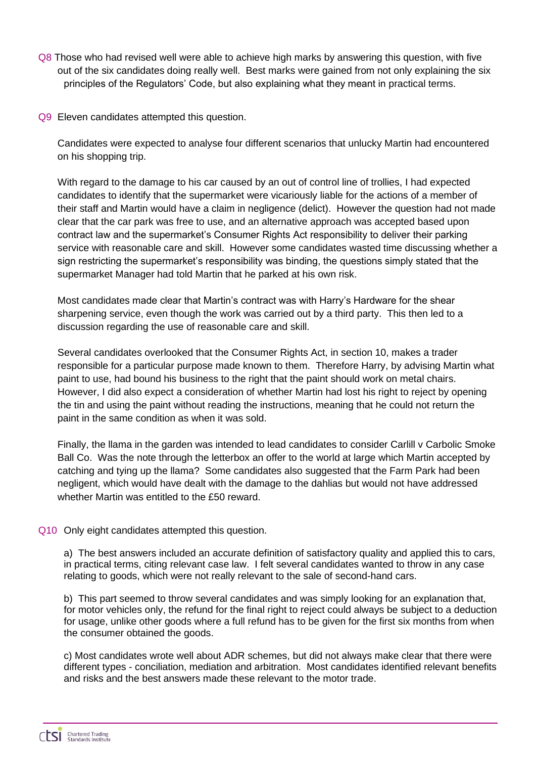Q8 Those who had revised well were able to achieve high marks by answering this question, with five out of the six candidates doing really well. Best marks were gained from not only explaining the six principles of the Regulators' Code, but also explaining what they meant in practical terms.

Q9 Eleven candidates attempted this question.

Candidates were expected to analyse four different scenarios that unlucky Martin had encountered on his shopping trip.

With regard to the damage to his car caused by an out of control line of trollies, I had expected candidates to identify that the supermarket were vicariously liable for the actions of a member of their staff and Martin would have a claim in negligence (delict). However the question had not made clear that the car park was free to use, and an alternative approach was accepted based upon contract law and the supermarket's Consumer Rights Act responsibility to deliver their parking service with reasonable care and skill. However some candidates wasted time discussing whether a sign restricting the supermarket's responsibility was binding, the questions simply stated that the supermarket Manager had told Martin that he parked at his own risk.

Most candidates made clear that Martin's contract was with Harry's Hardware for the shear sharpening service, even though the work was carried out by a third party. This then led to a discussion regarding the use of reasonable care and skill.

Several candidates overlooked that the Consumer Rights Act, in section 10, makes a trader responsible for a particular purpose made known to them. Therefore Harry, by advising Martin what paint to use, had bound his business to the right that the paint should work on metal chairs. However, I did also expect a consideration of whether Martin had lost his right to reject by opening the tin and using the paint without reading the instructions, meaning that he could not return the paint in the same condition as when it was sold.

Finally, the llama in the garden was intended to lead candidates to consider Carlill v Carbolic Smoke Ball Co. Was the note through the letterbox an offer to the world at large which Martin accepted by catching and tying up the llama? Some candidates also suggested that the Farm Park had been negligent, which would have dealt with the damage to the dahlias but would not have addressed whether Martin was entitled to the £50 reward.

Q10 Only eight candidates attempted this question.

a) The best answers included an accurate definition of satisfactory quality and applied this to cars, in practical terms, citing relevant case law. I felt several candidates wanted to throw in any case relating to goods, which were not really relevant to the sale of second-hand cars.

b) This part seemed to throw several candidates and was simply looking for an explanation that, for motor vehicles only, the refund for the final right to reject could always be subject to a deduction for usage, unlike other goods where a full refund has to be given for the first six months from when the consumer obtained the goods.

c) Most candidates wrote well about ADR schemes, but did not always make clear that there were different types - conciliation, mediation and arbitration. Most candidates identified relevant benefits and risks and the best answers made these relevant to the motor trade.